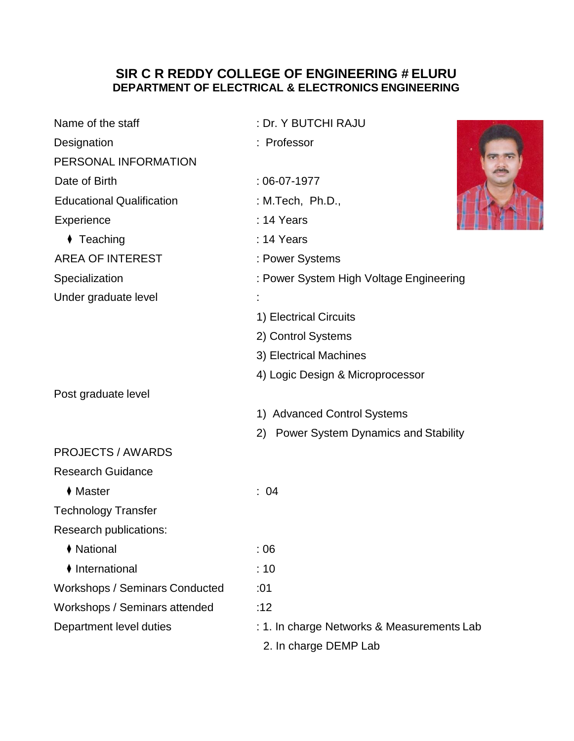# SIR C R REDDY COLLEGE OF ENGINEERING # ELURU

## DEPARTMENT OF ELECTRICAL & ELECTRONICS ENGINEERING

Name of the staff : Dr. Y BUTCHI RAJU

Designation : Professor

PERSONAL INFORMATION

Date of Birth : 06-07-1977

Educational Qualification : M.Tech, Ph.D.,

Experience : 14 Years

- Teaching : 14 Years

AREA OF INTEREST : Power Systems

Specialization : Power System High Voltage Engineering

Under graduate level :

1) Electrical Circuits
2) Control Systems
3) Electrical Machines
4) Logic Design & Microprocessor

Post graduate level

1) Advanced Control Systems
2) Power System Dynamics and Stability

PROJECTS / AWARDS

Research Guidance

- Master : 04

Technology Transfer

Research publications:

- National : 06
- International : 10

Workshops / Seminars Conducted :01

Workshops / Seminars attended :12

Department level duties : 1. In charge Networks & Measurements Lab
2. In charge DEMP Lab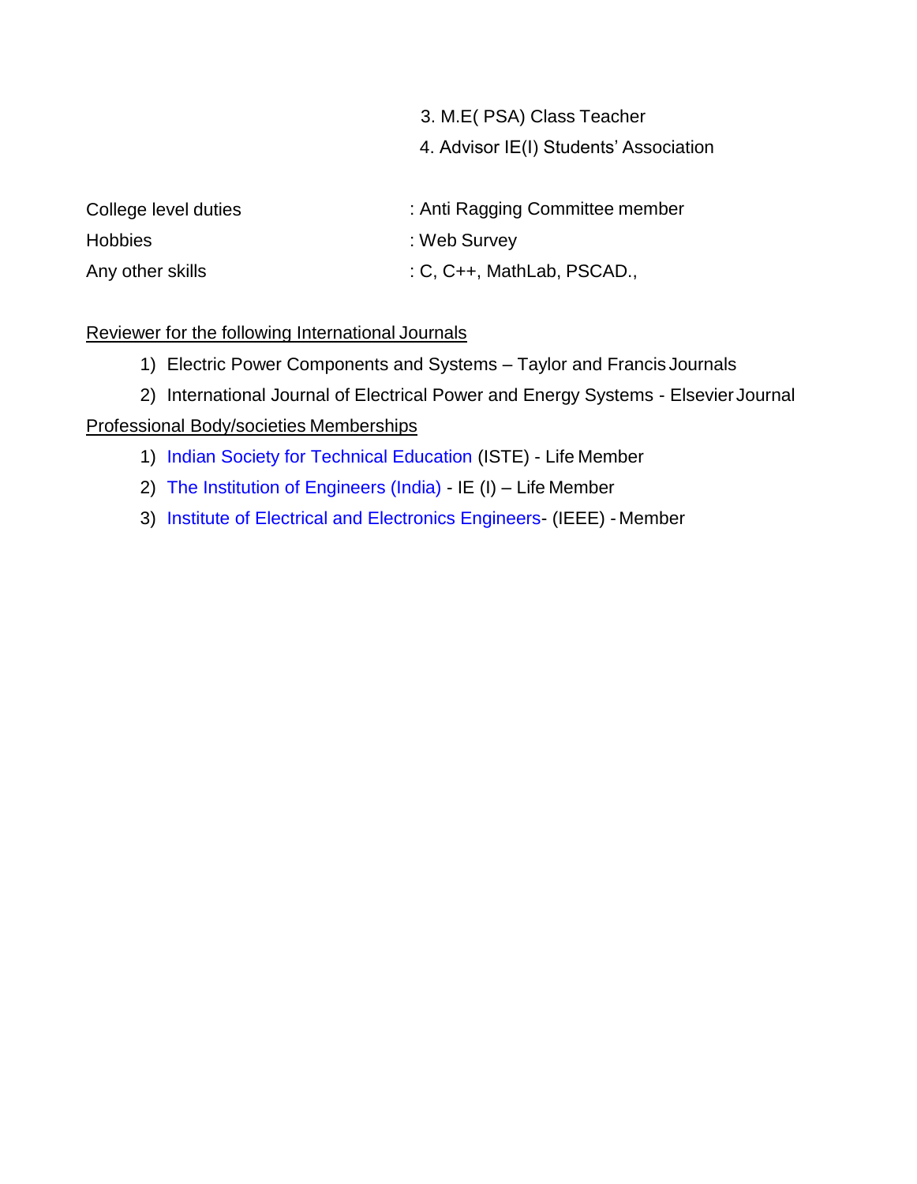3. M.E( PSA) Class Teacher
4. Advisor IE(I) Students' Association

College level duties : Anti Ragging Committee member

Hobbies : Web Survey

Any other skills : C, C++, MathLab, PSCAD.,

Reviewer for the following International Journals

1) Electric Power Components and Systems – Taylor and Francis Journals
2) International Journal of Electrical Power and Energy Systems - Elsevier Journal

Professional Body/societies Memberships

1) Indian Society for Technical Education (ISTE) - Life Member
2) The Institution of Engineers (India) - IE (I) – Life Member
3) Institute of Electrical and Electronics Engineers- (IEEE) - Member